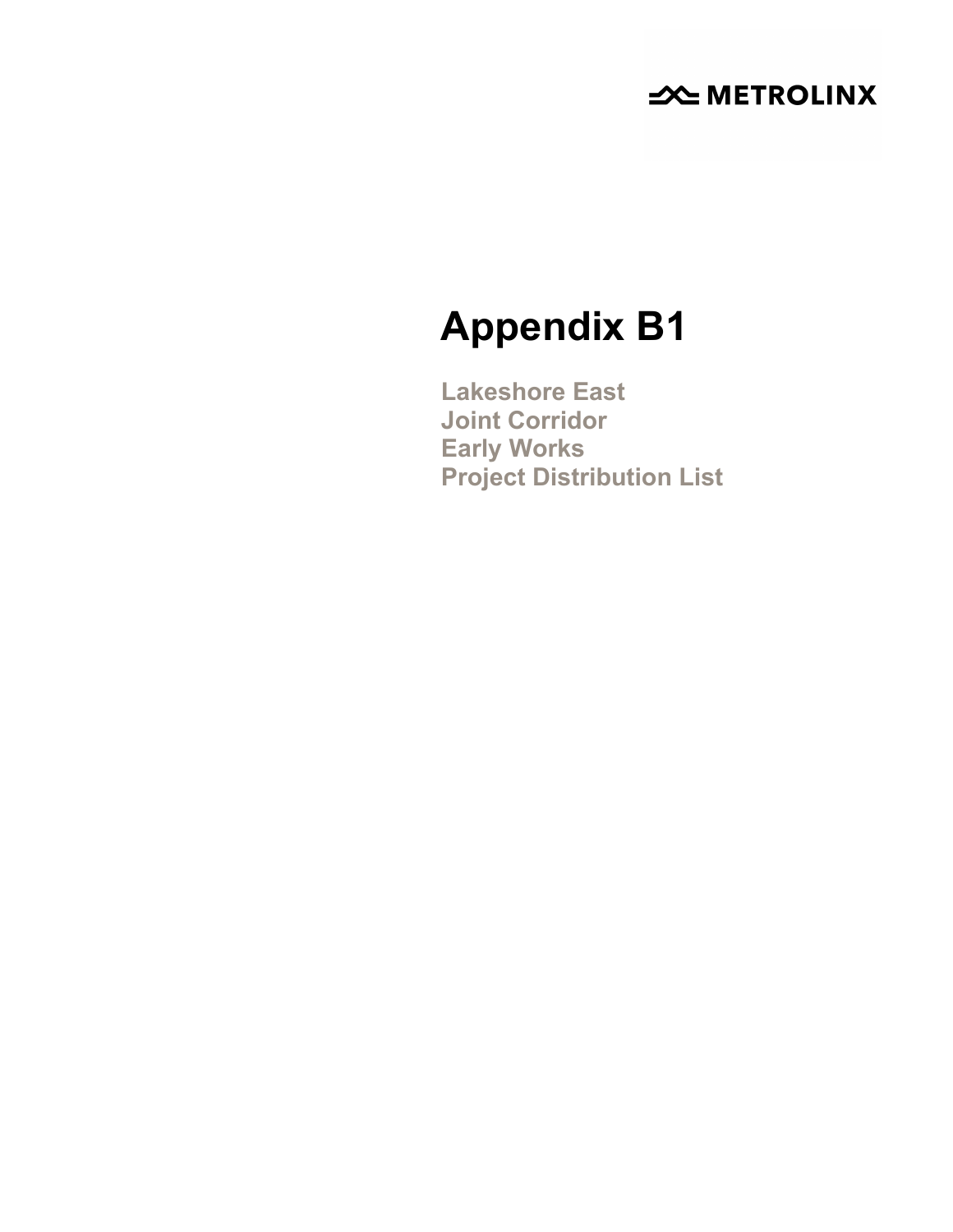METROLINX

# Appendix B1

## Lakeshore East
## Joint Corridor
## Early Works
## Project Distribution List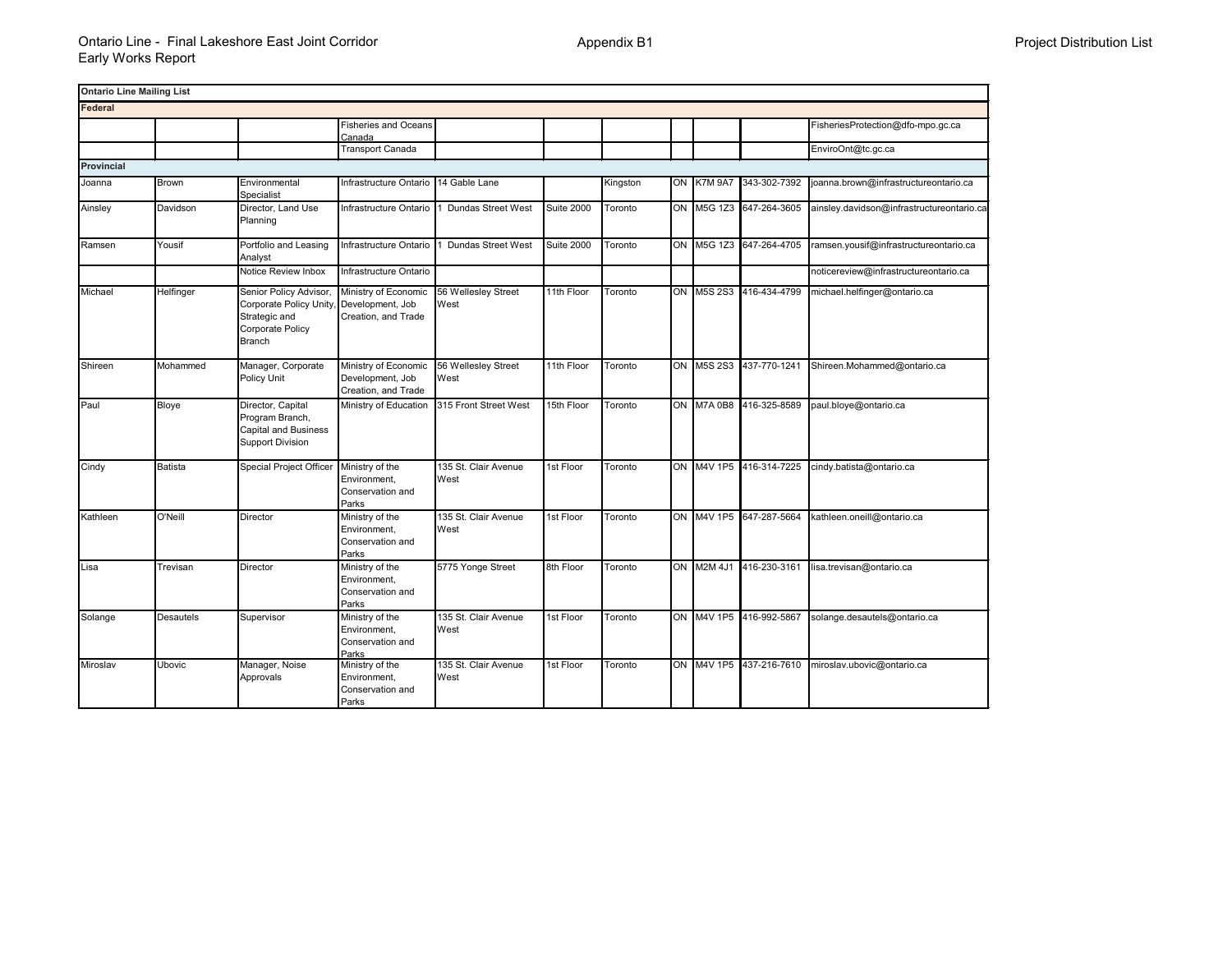| | | | | | | | | | | |
|---|---|---|---|---|---|---|---|---|---|---|
| **Ontario Line Mailing List** | | | | | | | | | | |
| **Federal** | | | | | | | | | | |
| | | | Fisheries and Oceans Canada | | | | | | | FisheriesProtection@dfo-mpo.gc.ca |
| | | | Transport Canada | | | | | | | EnviroOnt@tc.gc.ca |
| **Provincial** | | | | | | | | | | |
| Joanna | Brown | Environmental Specialist | Infrastructure Ontario | 14 Gable Lane | | Kingston | ON | K7M 9A7 | 343-302-7392 | joanna.brown@infrastructureontario.ca |
| Ainsley | Davidson | Director, Land Use Planning | Infrastructure Ontario | 1 Dundas Street West | Suite 2000 | Toronto | ON | M5G 1Z3 | 647-264-3605 | ainsley.davidson@infrastructureontario.ca |
| Ramsen | Yousif | Portfolio and Leasing Analyst | Infrastructure Ontario | 1 Dundas Street West | Suite 2000 | Toronto | ON | M5G 1Z3 | 647-264-4705 | ramsen.yousif@infrastructureontario.ca |
| | | Notice Review Inbox | Infrastructure Ontario | | | | | | | noticereview@infrastructureontario.ca |
| Michael | Helfinger | Senior Policy Advisor, Corporate Policy Unity, Strategic and Corporate Policy Branch | Ministry of Economic Development, Job Creation, and Trade | 56 Wellesley Street West | 11th Floor | Toronto | ON | M5S 2S3 | 416-434-4799 | michael.helfinger@ontario.ca |
| Shireen | Mohammed | Manager, Corporate Policy Unit | Ministry of Economic Development, Job Creation, and Trade | 56 Wellesley Street West | 11th Floor | Toronto | ON | M5S 2S3 | 437-770-1241 | Shireen.Mohammed@ontario.ca |
| Paul | Bloye | Director, Capital Program Branch, Capital and Business Support Division | Ministry of Education | 315 Front Street West | 15th Floor | Toronto | ON | M7A 0B8 | 416-325-8589 | paul.bloye@ontario.ca |
| Cindy | Batista | Special Project Officer | Ministry of the Environment, Conservation and Parks | 135 St. Clair Avenue West | 1st Floor | Toronto | ON | M4V 1P5 | 416-314-7225 | cindy.batista@ontario.ca |
| Kathleen | O'Neill | Director | Ministry of the Environment, Conservation and Parks | 135 St. Clair Avenue West | 1st Floor | Toronto | ON | M4V 1P5 | 647-287-5664 | kathleen.oneill@ontario.ca |
| Lisa | Trevisan | Director | Ministry of the Environment, Conservation and Parks | 5775 Yonge Street | 8th Floor | Toronto | ON | M2M 4J1 | 416-230-3161 | lisa.trevisan@ontario.ca |
| Solange | Desautels | Supervisor | Ministry of the Environment, Conservation and Parks | 135 St. Clair Avenue West | 1st Floor | Toronto | ON | M4V 1P5 | 416-992-5867 | solange.desautels@ontario.ca |
| Miroslav | Ubovic | Manager, Noise Approvals | Ministry of the Environment, Conservation and Parks | 135 St. Clair Avenue West | 1st Floor | Toronto | ON | M4V 1P5 | 437-216-7610 | miroslav.ubovic@ontario.ca |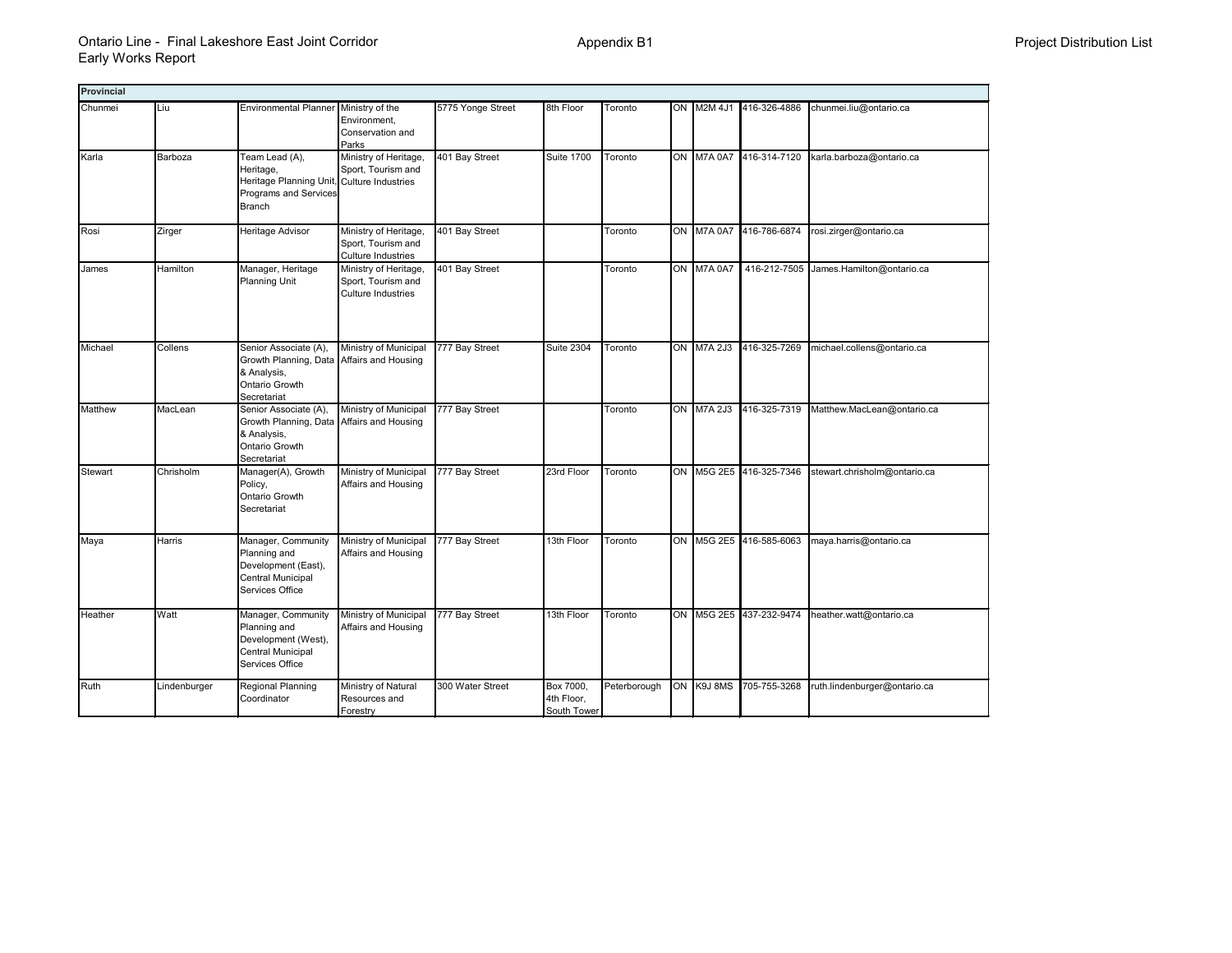| | | | | | | | | | | |
|---|---|---|---|---|---|---|---|---|---|---|
| **Provincial** | | | | | | | | | | |
| Chunmei | Liu | Environmental Planner | Ministry of the Environment, Conservation and Parks | 5775 Yonge Street | 8th Floor | Toronto | ON | M2M 4J1 | 416-326-4886 | chunmei.liu@ontario.ca |
| Karla | Barboza | Team Lead (A), Heritage, Heritage Planning Unit, Programs and Services Branch | Ministry of Heritage, Sport, Tourism and Culture Industries | 401 Bay Street | Suite 1700 | Toronto | ON | M7A 0A7 | 416-314-7120 | karla.barboza@ontario.ca |
| Rosi | Zirger | Heritage Advisor | Ministry of Heritage, Sport, Tourism and Culture Industries | 401 Bay Street | | Toronto | ON | M7A 0A7 | 416-786-6874 | rosi.zirger@ontario.ca |
| James | Hamilton | Manager, Heritage Planning Unit | Ministry of Heritage, Sport, Tourism and Culture Industries | 401 Bay Street | | Toronto | ON | M7A 0A7 | 416-212-7505 | James.Hamilton@ontario.ca |
| Michael | Collens | Senior Associate (A), Growth Planning, Data & Analysis, Ontario Growth Secretariat | Ministry of Municipal Affairs and Housing | 777 Bay Street | Suite 2304 | Toronto | ON | M7A 2J3 | 416-325-7269 | michael.collens@ontario.ca |
| Matthew | MacLean | Senior Associate (A), Growth Planning, Data & Analysis, Ontario Growth Secretariat | Ministry of Municipal Affairs and Housing | 777 Bay Street | | Toronto | ON | M7A 2J3 | 416-325-7319 | Matthew.MacLean@ontario.ca |
| Stewart | Chrisholm | Manager(A), Growth Policy, Ontario Growth Secretariat | Ministry of Municipal Affairs and Housing | 777 Bay Street | 23rd Floor | Toronto | ON | M5G 2E5 | 416-325-7346 | stewart.chrisholm@ontario.ca |
| Maya | Harris | Manager, Community Planning and Development (East), Central Municipal Services Office | Ministry of Municipal Affairs and Housing | 777 Bay Street | 13th Floor | Toronto | ON | M5G 2E5 | 416-585-6063 | maya.harris@ontario.ca |
| Heather | Watt | Manager, Community Planning and Development (West), Central Municipal Services Office | Ministry of Municipal Affairs and Housing | 777 Bay Street | 13th Floor | Toronto | ON | M5G 2E5 | 437-232-9474 | heather.watt@ontario.ca |
| Ruth | Lindenburger | Regional Planning Coordinator | Ministry of Natural Resources and Forestry | 300 Water Street | Box 7000, 4th Floor, South Tower | Peterborough | ON | K9J 8MS | 705-755-3268 | ruth.lindenburger@ontario.ca |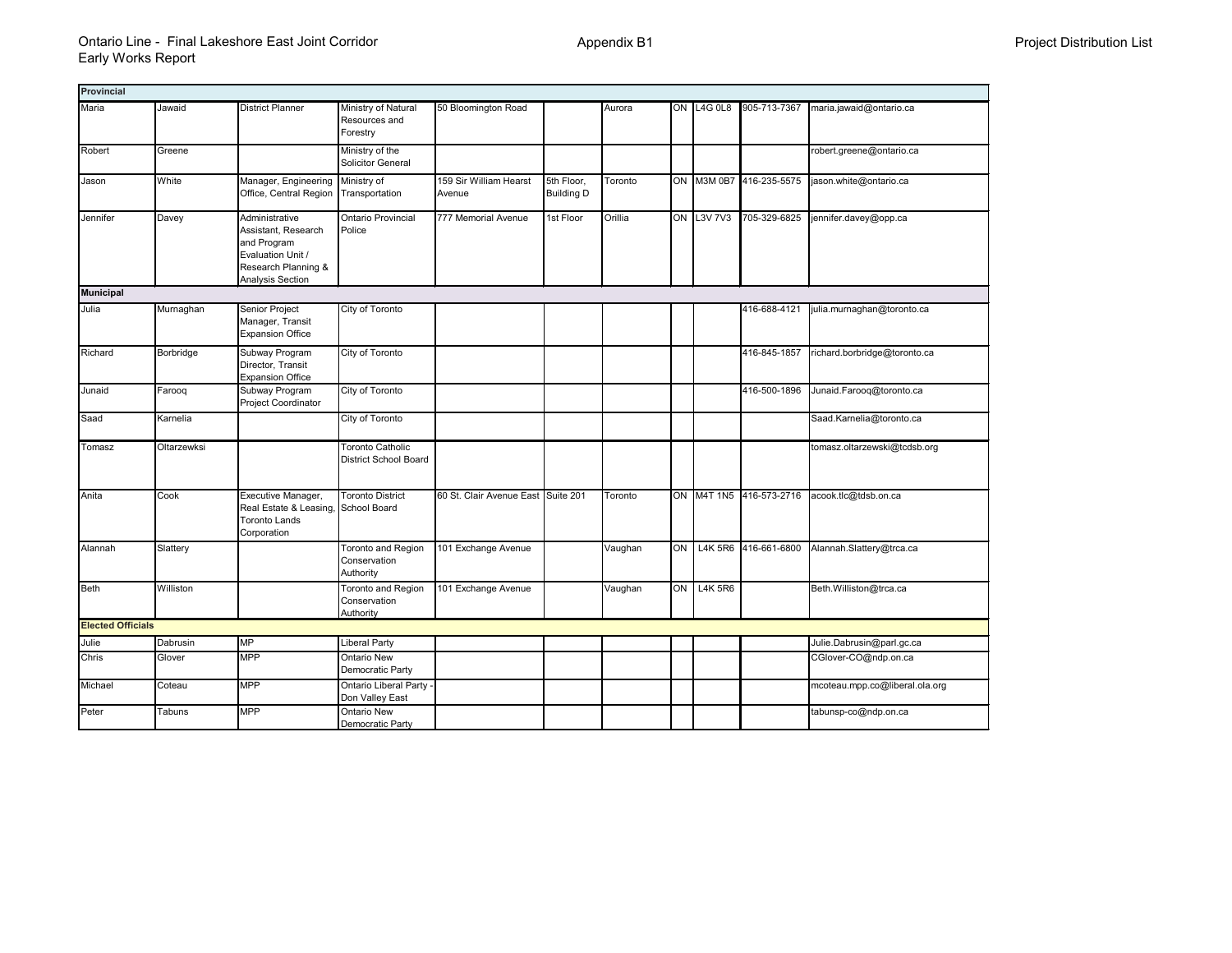| | | | | | | | | | | |
|---|---|---|---|---|---|---|---|---|---|---|
| **Provincial** | | | | | | | | | | |
| Maria | Jawaid | District Planner | Ministry of Natural Resources and Forestry | 50 Bloomington Road | | Aurora | ON | L4G 0L8 | 905-713-7367 | maria.jawaid@ontario.ca |
| Robert | Greene | | Ministry of the Solicitor General | | | | | | | robert.greene@ontario.ca |
| Jason | White | Manager, Engineering Office, Central Region | Ministry of Transportation | 159 Sir William Hearst Avenue | 5th Floor, Building D | Toronto | ON | M3M 0B7 | 416-235-5575 | jason.white@ontario.ca |
| Jennifer | Davey | Administrative Assistant, Research and Program Evaluation Unit / Research Planning & Analysis Section | Ontario Provincial Police | 777 Memorial Avenue | 1st Floor | Orillia | ON | L3V 7V3 | 705-329-6825 | jennifer.davey@opp.ca |
| **Municipal** | | | | | | | | | | |
| Julia | Murnaghan | Senior Project Manager, Transit Expansion Office | City of Toronto | | | | | | 416-688-4121 | julia.murnaghan@toronto.ca |
| Richard | Borbridge | Subway Program Director, Transit Expansion Office | City of Toronto | | | | | | 416-845-1857 | richard.borbridge@toronto.ca |
| Junaid | Farooq | Subway Program Project Coordinator | City of Toronto | | | | | | 416-500-1896 | Junaid.Farooq@toronto.ca |
| Saad | Karnelia | | City of Toronto | | | | | | | Saad.Karnelia@toronto.ca |
| Tomasz | Oltarzewksi | | Toronto Catholic District School Board | | | | | | | tomasz.oltarzewski@tcdsb.org |
| Anita | Cook | Executive Manager, Real Estate & Leasing, Toronto Lands Corporation | Toronto District School Board | 60 St. Clair Avenue East | Suite 201 | Toronto | ON | M4T 1N5 | 416-573-2716 | acook.tlc@tdsb.on.ca |
| Alannah | Slattery | | Toronto and Region Conservation Authority | 101 Exchange Avenue | | Vaughan | ON | L4K 5R6 | 416-661-6800 | Alannah.Slattery@trca.ca |
| Beth | Williston | | Toronto and Region Conservation Authority | 101 Exchange Avenue | | Vaughan | ON | L4K 5R6 | | Beth.Williston@trca.ca |
| **Elected Officials** | | | | | | | | | | |
| Julie | Dabrusin | MP | Liberal Party | | | | | | | Julie.Dabrusin@parl.gc.ca |
| Chris | Glover | MPP | Ontario New Democratic Party | | | | | | | CGlover-CO@ndp.on.ca |
| Michael | Coteau | MPP | Ontario Liberal Party - Don Valley East | | | | | | | mcoteau.mpp.co@liberal.ola.org |
| Peter | Tabuns | MPP | Ontario New Democratic Party | | | | | | | tabunsp-co@ndp.on.ca |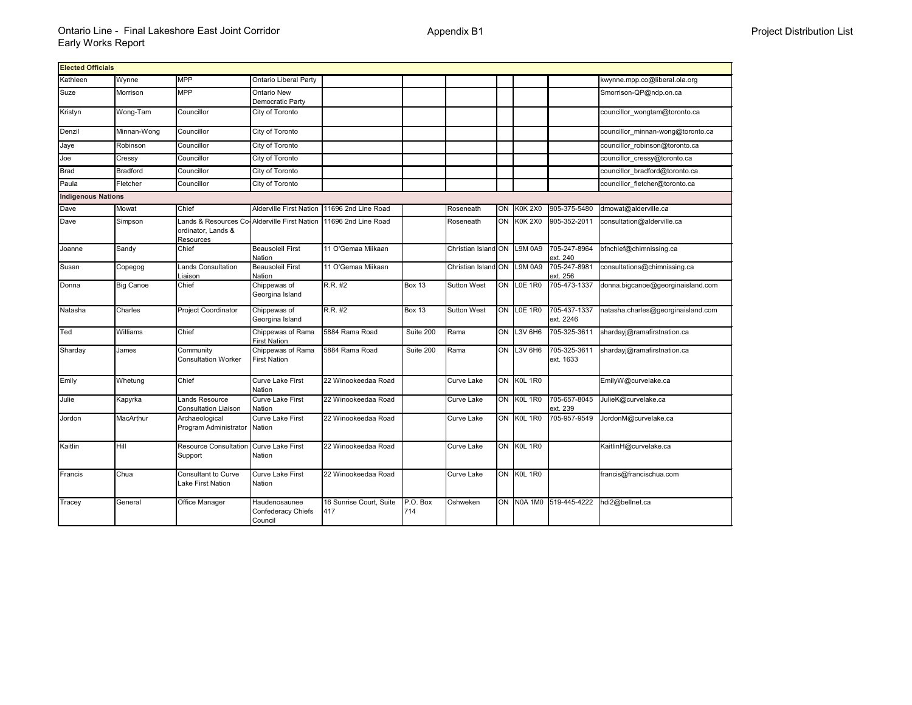| | | | | | | | | | | |
|---|---|---|---|---|---|---|---|---|---|---|
| **Elected Officials** | | | | | | | | | | |
| Kathleen | Wynne | MPP | Ontario Liberal Party | | | | | | | kwynne.mpp.co@liberal.ola.org |
| Suze | Morrison | MPP | Ontario New Democratic Party | | | | | | | Smorrison-QP@ndp.on.ca |
| Kristyn | Wong-Tam | Councillor | City of Toronto | | | | | | | councillor_wongtam@toronto.ca |
| Denzil | Minnan-Wong | Councillor | City of Toronto | | | | | | | councillor_minnan-wong@toronto.ca |
| Jaye | Robinson | Councillor | City of Toronto | | | | | | | councillor_robinson@toronto.ca |
| Joe | Cressy | Councillor | City of Toronto | | | | | | | councillor_cressy@toronto.ca |
| Brad | Bradford | Councillor | City of Toronto | | | | | | | councillor_bradford@toronto.ca |
| Paula | Fletcher | Councillor | City of Toronto | | | | | | | councillor_fletcher@toronto.ca |
| **Indigenous Nations** | | | | | | | | | | |
| Dave | Mowat | Chief | Alderville First Nation | 11696 2nd Line Road | | Roseneath | ON | K0K 2X0 | 905-375-5480 | dmowat@alderville.ca |
| Dave | Simpson | Lands & Resources Co-ordinator, Lands & Resources | Alderville First Nation | 11696 2nd Line Road | | Roseneath | ON | K0K 2X0 | 905-352-2011 | consultation@alderville.ca |
| Joanne | Sandy | Chief | Beausoleil First Nation | 11 O'Gemaa Miikaan | | Christian Island | ON | L9M 0A9 | 705-247-8964 ext. 240 | bfnchief@chimnissing.ca |
| Susan | Copegog | Lands Consultation Liaison | Beausoleil First Nation | 11 O'Gemaa Miikaan | | Christian Island | ON | L9M 0A9 | 705-247-8981 ext. 256 | consultations@chimnissing.ca |
| Donna | Big Canoe | Chief | Chippewas of Georgina Island | R.R. #2 | Box 13 | Sutton West | ON | L0E 1R0 | 705-473-1337 | donna.bigcanoe@georginaisland.com |
| Natasha | Charles | Project Coordinator | Chippewas of Georgina Island | R.R. #2 | Box 13 | Sutton West | ON | L0E 1R0 | 705-437-1337 ext. 2246 | natasha.charles@georginaisland.com |
| Ted | Williams | Chief | Chippewas of Rama First Nation | 5884 Rama Road | Suite 200 | Rama | ON | L3V 6H6 | 705-325-3611 | shardayj@ramafirstnation.ca |
| Sharday | James | Community Consultation Worker | Chippewas of Rama First Nation | 5884 Rama Road | Suite 200 | Rama | ON | L3V 6H6 | 705-325-3611 ext. 1633 | shardayj@ramafirstnation.ca |
| Emily | Whetung | Chief | Curve Lake First Nation | 22 Winookeedaa Road | | Curve Lake | ON | K0L 1R0 | | EmilyW@curvelake.ca |
| Julie | Kapyrka | Lands Resource Consultation Liaison | Curve Lake First Nation | 22 Winookeedaa Road | | Curve Lake | ON | K0L 1R0 | 705-657-8045 ext. 239 | JulieK@curvelake.ca |
| Jordon | MacArthur | Archaeological Program Administrator | Curve Lake First Nation | 22 Winookeedaa Road | | Curve Lake | ON | K0L 1R0 | 705-957-9549 | JordonM@curvelake.ca |
| Kaitlin | Hill | Resource Consultation Support | Curve Lake First Nation | 22 Winookeedaa Road | | Curve Lake | ON | K0L 1R0 | | KaitlinH@curvelake.ca |
| Francis | Chua | Consultant to Curve Lake First Nation | Curve Lake First Nation | 22 Winookeedaa Road | | Curve Lake | ON | K0L 1R0 | | francis@francischua.com |
| Tracey | General | Office Manager | Haudenosaunee Confederacy Chiefs Council | 16 Sunrise Court, Suite 417 | P.O. Box 714 | Oshweken | ON | N0A 1M0 | 519-445-4222 | hdi2@bellnet.ca |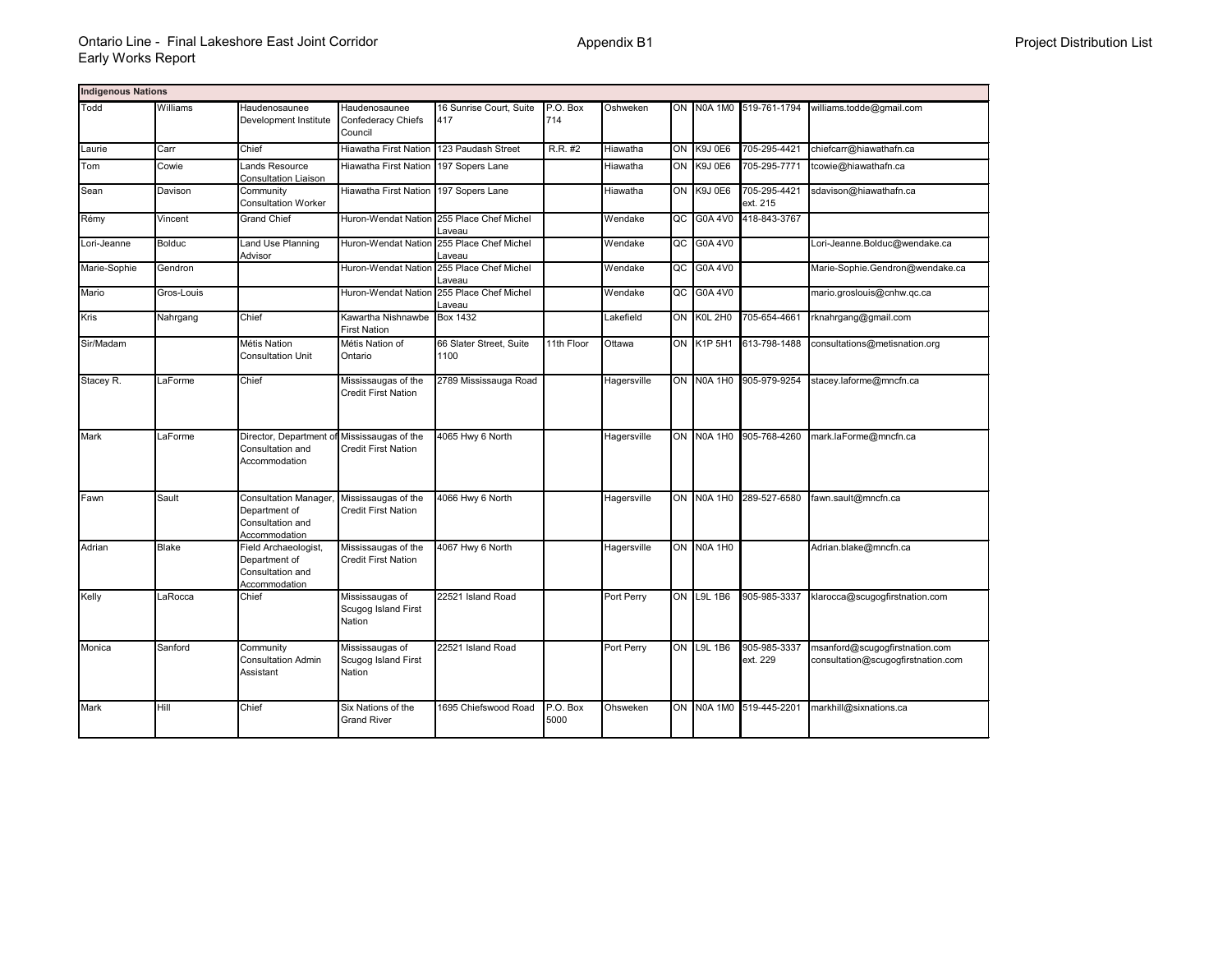| Indigenous Nations | | | | | | | | | | |
|---|---|---|---|---|---|---|---|---|---|---|
| Todd | Williams | Haudenosaunee Development Institute | Haudenosaunee Confederacy Chiefs Council | 16 Sunrise Court, Suite 417 | P.O. Box 714 | Oshweken | ON | N0A 1M0 | 519-761-1794 | williams.todde@gmail.com |
| Laurie | Carr | Chief | Hiawatha First Nation | 123 Paudash Street | R.R. #2 | Hiawatha | ON | K9J 0E6 | 705-295-4421 | chiefcarr@hiawathafn.ca |
| Tom | Cowie | Lands Resource Consultation Liaison | Hiawatha First Nation | 197 Sopers Lane | | Hiawatha | ON | K9J 0E6 | 705-295-7771 | tcowie@hiawathafn.ca |
| Sean | Davison | Community Consultation Worker | Hiawatha First Nation | 197 Sopers Lane | | Hiawatha | ON | K9J 0E6 | 705-295-4421 ext. 215 | sdavison@hiawathafn.ca |
| Rémy | Vincent | Grand Chief | Huron-Wendat Nation | 255 Place Chef Michel Laveau | | Wendake | QC | G0A 4V0 | 418-843-3767 | |
| Lori-Jeanne | Bolduc | Land Use Planning Advisor | Huron-Wendat Nation | 255 Place Chef Michel Laveau | | Wendake | QC | G0A 4V0 | | Lori-Jeanne.Bolduc@wendake.ca |
| Marie-Sophie | Gendron | | Huron-Wendat Nation | 255 Place Chef Michel Laveau | | Wendake | QC | G0A 4V0 | | Marie-Sophie.Gendron@wendake.ca |
| Mario | Gros-Louis | | Huron-Wendat Nation | 255 Place Chef Michel Laveau | | Wendake | QC | G0A 4V0 | | mario.groslouis@cnhw.qc.ca |
| Kris | Nahrgang | Chief | Kawartha Nishnawbe First Nation | Box 1432 | | Lakefield | ON | K0L 2H0 | 705-654-4661 | rknahrgang@gmail.com |
| Sir/Madam | | Métis Nation Consultation Unit | Métis Nation of Ontario | 66 Slater Street, Suite 1100 | 11th Floor | Ottawa | ON | K1P 5H1 | 613-798-1488 | consultations@metisnation.org |
| Stacey R. | LaForme | Chief | Mississaugas of the Credit First Nation | 2789 Mississauga Road | | Hagersville | ON | N0A 1H0 | 905-979-9254 | stacey.laforme@mncfn.ca |
| Mark | LaForme | Director, Department of Consultation and Accommodation | Mississaugas of the Credit First Nation | 4065 Hwy 6 North | | Hagersville | ON | N0A 1H0 | 905-768-4260 | mark.laForme@mncfn.ca |
| Fawn | Sault | Consultation Manager, Department of Consultation and Accommodation | Mississaugas of the Credit First Nation | 4066 Hwy 6 North | | Hagersville | ON | N0A 1H0 | 289-527-6580 | fawn.sault@mncfn.ca |
| Adrian | Blake | Field Archaeologist, Department of Consultation and Accommodation | Mississaugas of the Credit First Nation | 4067 Hwy 6 North | | Hagersville | ON | N0A 1H0 | | Adrian.blake@mncfn.ca |
| Kelly | LaRocca | Chief | Mississaugas of Scugog Island First Nation | 22521 Island Road | | Port Perry | ON | L9L 1B6 | 905-985-3337 | klarocca@scugogfirstnation.com |
| Monica | Sanford | Community Consultation Admin Assistant | Mississaugas of Scugog Island First Nation | 22521 Island Road | | Port Perry | ON | L9L 1B6 | 905-985-3337 ext. 229 | msanford@scugogfirstnation.com consultation@scugogfirstnation.com |
| Mark | Hill | Chief | Six Nations of the Grand River | 1695 Chiefswood Road | P.O. Box 5000 | Ohsweken | ON | N0A 1M0 | 519-445-2201 | markhill@sixnations.ca |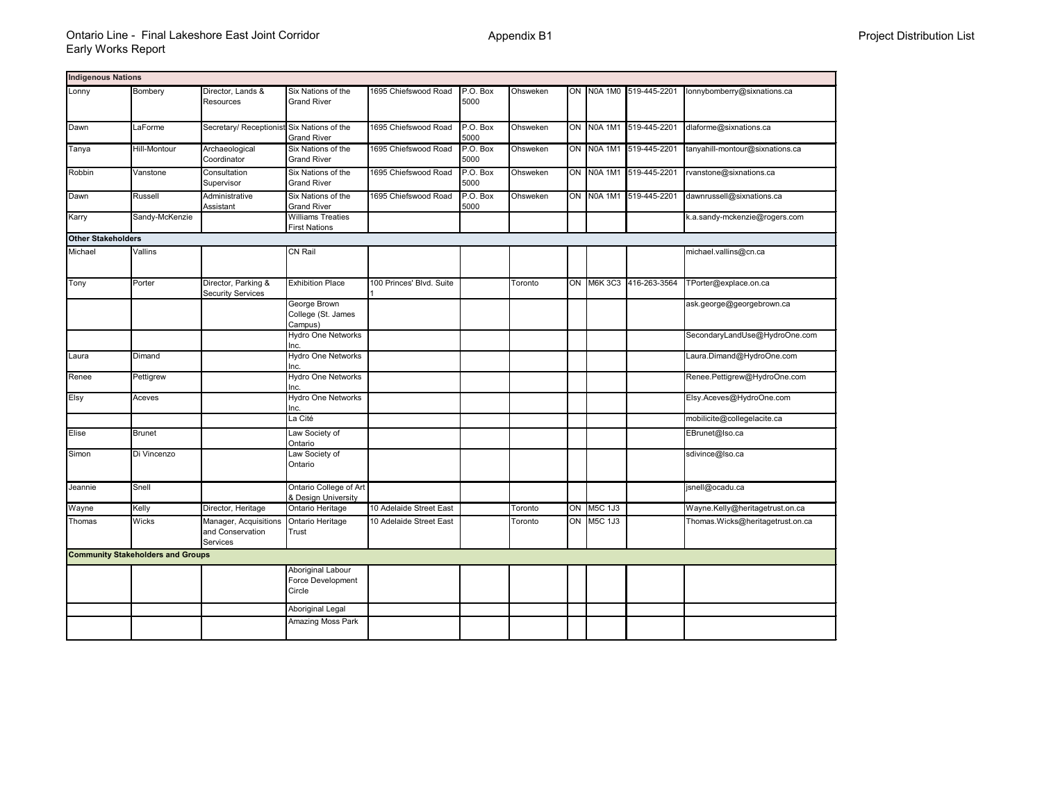| | | | | | | | | | | |
|---|---|---|---|---|---|---|---|---|---|---|
| **Indigenous Nations** | | | | | | | | | | |
| Lonny | Bombery | Director, Lands & Resources | Six Nations of the Grand River | 1695 Chiefswood Road | P.O. Box 5000 | Ohsweken | ON | N0A 1M0 | 519-445-2201 | lonnybomberry@sixnations.ca |
| Dawn | LaForme | Secretary/ Receptionist | Six Nations of the Grand River | 1695 Chiefswood Road | P.O. Box 5000 | Ohsweken | ON | N0A 1M1 | 519-445-2201 | dlaforme@sixnations.ca |
| Tanya | Hill-Montour | Archaeological Coordinator | Six Nations of the Grand River | 1695 Chiefswood Road | P.O. Box 5000 | Ohsweken | ON | N0A 1M1 | 519-445-2201 | tanyahill-montour@sixnations.ca |
| Robbin | Vanstone | Consultation Supervisor | Six Nations of the Grand River | 1695 Chiefswood Road | P.O. Box 5000 | Ohsweken | ON | N0A 1M1 | 519-445-2201 | rvanstone@sixnations.ca |
| Dawn | Russell | Administrative Assistant | Six Nations of the Grand River | 1695 Chiefswood Road | P.O. Box 5000 | Ohsweken | ON | N0A 1M1 | 519-445-2201 | dawnrussell@sixnations.ca |
| Karry | Sandy-McKenzie | | Williams Treaties First Nations | | | | | | | k.a.sandy-mckenzie@rogers.com |
| **Other Stakeholders** | | | | | | | | | | |
| Michael | Vallins | | CN Rail | | | | | | | michael.vallins@cn.ca |
| Tony | Porter | Director, Parking & Security Services | Exhibition Place | 100 Princes' Blvd. Suite 1 | | Toronto | ON | M6K 3C3 | 416-263-3564 | TPorter@explace.on.ca |
| | | | George Brown College (St. James Campus) | | | | | | | ask.george@georgebrown.ca |
| | | | Hydro One Networks Inc. | | | | | | | SecondaryLandUse@HydroOne.com |
| Laura | Dimand | | Hydro One Networks Inc. | | | | | | | Laura.Dimand@HydroOne.com |
| Renee | Pettigrew | | Hydro One Networks Inc. | | | | | | | Renee.Pettigrew@HydroOne.com |
| Elsy | Aceves | | Hydro One Networks Inc. | | | | | | | Elsy.Aceves@HydroOne.com |
| | | | La Cité | | | | | | | mobilicite@collegelacite.ca |
| Elise | Brunet | | Law Society of Ontario | | | | | | | EBrunet@lso.ca |
| Simon | Di Vincenzo | | Law Society of Ontario | | | | | | | sdivince@lso.ca |
| Jeannie | Snell | | Ontario College of Art & Design University | | | | | | | jsnell@ocadu.ca |
| Wayne | Kelly | Director, Heritage | Ontario Heritage | 10 Adelaide Street East | | Toronto | ON | M5C 1J3 | | Wayne.Kelly@heritagetrust.on.ca |
| Thomas | Wicks | Manager, Acquisitions and Conservation Services | Ontario Heritage Trust | 10 Adelaide Street East | | Toronto | ON | M5C 1J3 | | Thomas.Wicks@heritagetrust.on.ca |
| **Community Stakeholders and Groups** | | | | | | | | | | |
| | | | Aboriginal Labour Force Development Circle | | | | | | | |
| | | | Aboriginal Legal | | | | | | | |
| | | | Amazing Moss Park | | | | | | | |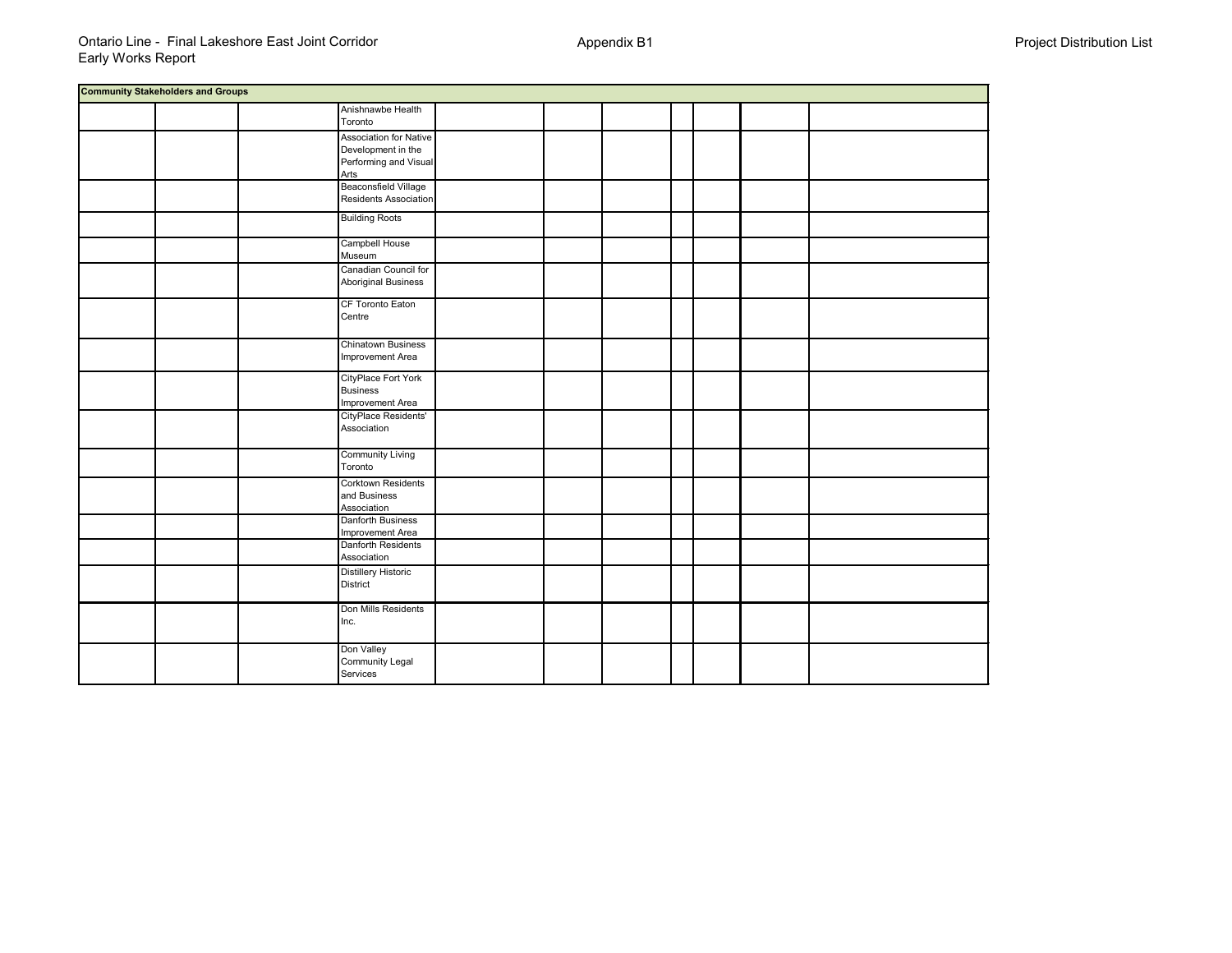| Community Stakeholders and Groups | | | | | | | | | | |
|---|---|---|---|---|---|---|---|---|---|---|
| | | | Anishnawbe Health Toronto | | | | | | | |
| | | | Association for Native Development in the Performing and Visual Arts | | | | | | | |
| | | | Beaconsfield Village Residents Association | | | | | | | |
| | | | Building Roots | | | | | | | |
| | | | Campbell House Museum | | | | | | | |
| | | | Canadian Council for Aboriginal Business | | | | | | | |
| | | | CF Toronto Eaton Centre | | | | | | | |
| | | | Chinatown Business Improvement Area | | | | | | | |
| | | | CityPlace Fort York Business Improvement Area | | | | | | | |
| | | | CityPlace Residents' Association | | | | | | | |
| | | | Community Living Toronto | | | | | | | |
| | | | Corktown Residents and Business Association | | | | | | | |
| | | | Danforth Business Improvement Area | | | | | | | |
| | | | Danforth Residents Association | | | | | | | |
| | | | Distillery Historic District | | | | | | | |
| | | | Don Mills Residents Inc. | | | | | | | |
| | | | Don Valley Community Legal Services | | | | | | | |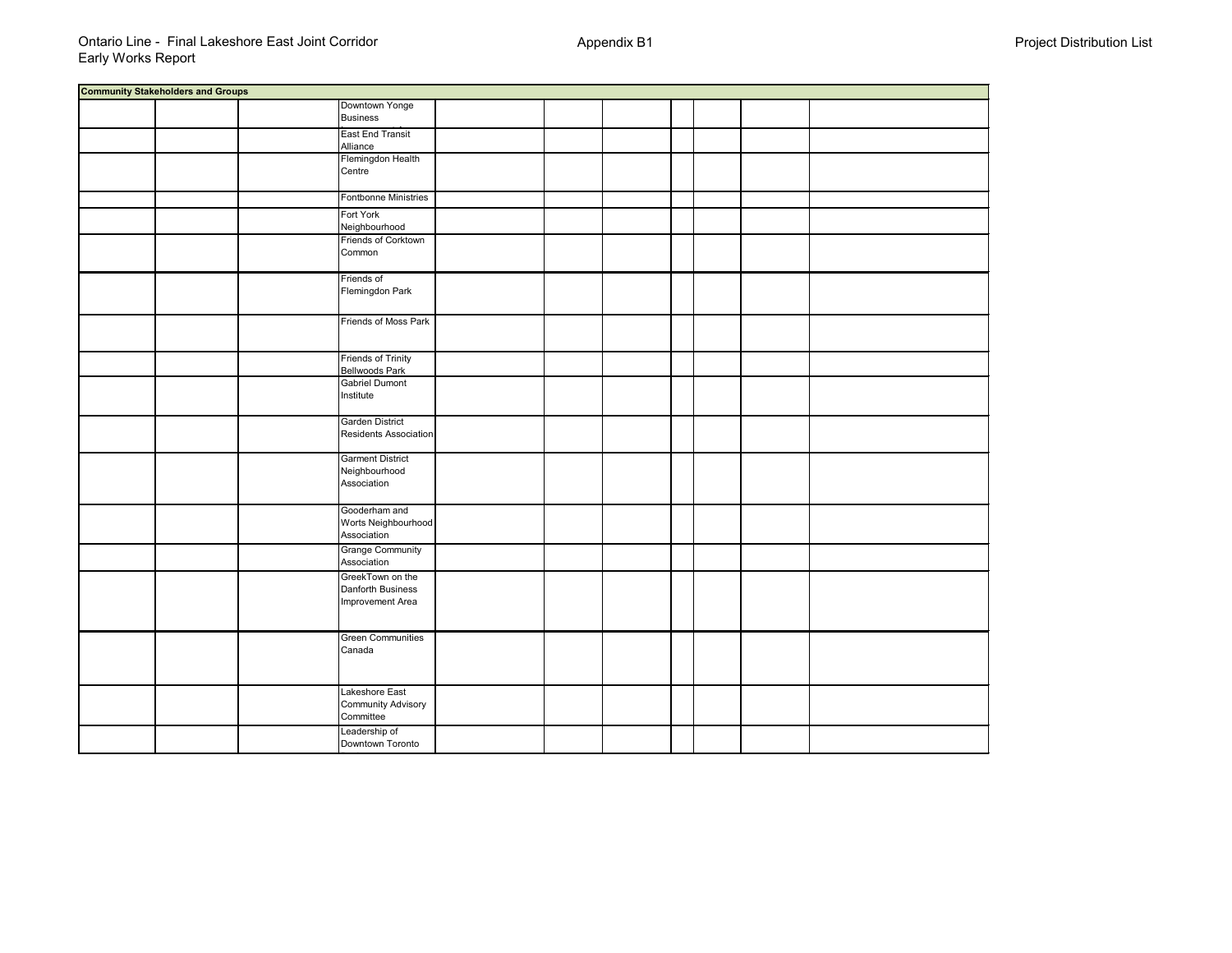| Community Stakeholders and Groups | | | | | | | | | | |
|---|---|---|---|---|---|---|---|---|---|---|
| | | | Downtown Yonge Business | | | | | | | |
| | | | East End Transit Alliance | | | | | | | |
| | | | Flemingdon Health Centre | | | | | | | |
| | | | Fontbonne Ministries | | | | | | | |
| | | | Fort York Neighbourhood | | | | | | | |
| | | | Friends of Corktown Common | | | | | | | |
| | | | Friends of Flemingdon Park | | | | | | | |
| | | | Friends of Moss Park | | | | | | | |
| | | | Friends of Trinity Bellwoods Park | | | | | | | |
| | | | Gabriel Dumont Institute | | | | | | | |
| | | | Garden District Residents Association | | | | | | | |
| | | | Garment District Neighbourhood Association | | | | | | | |
| | | | Gooderham and Worts Neighbourhood Association | | | | | | | |
| | | | Grange Community Association | | | | | | | |
| | | | GreekTown on the Danforth Business Improvement Area | | | | | | | |
| | | | Green Communities Canada | | | | | | | |
| | | | Lakeshore East Community Advisory Committee | | | | | | | |
| | | | Leadership of Downtown Toronto | | | | | | | |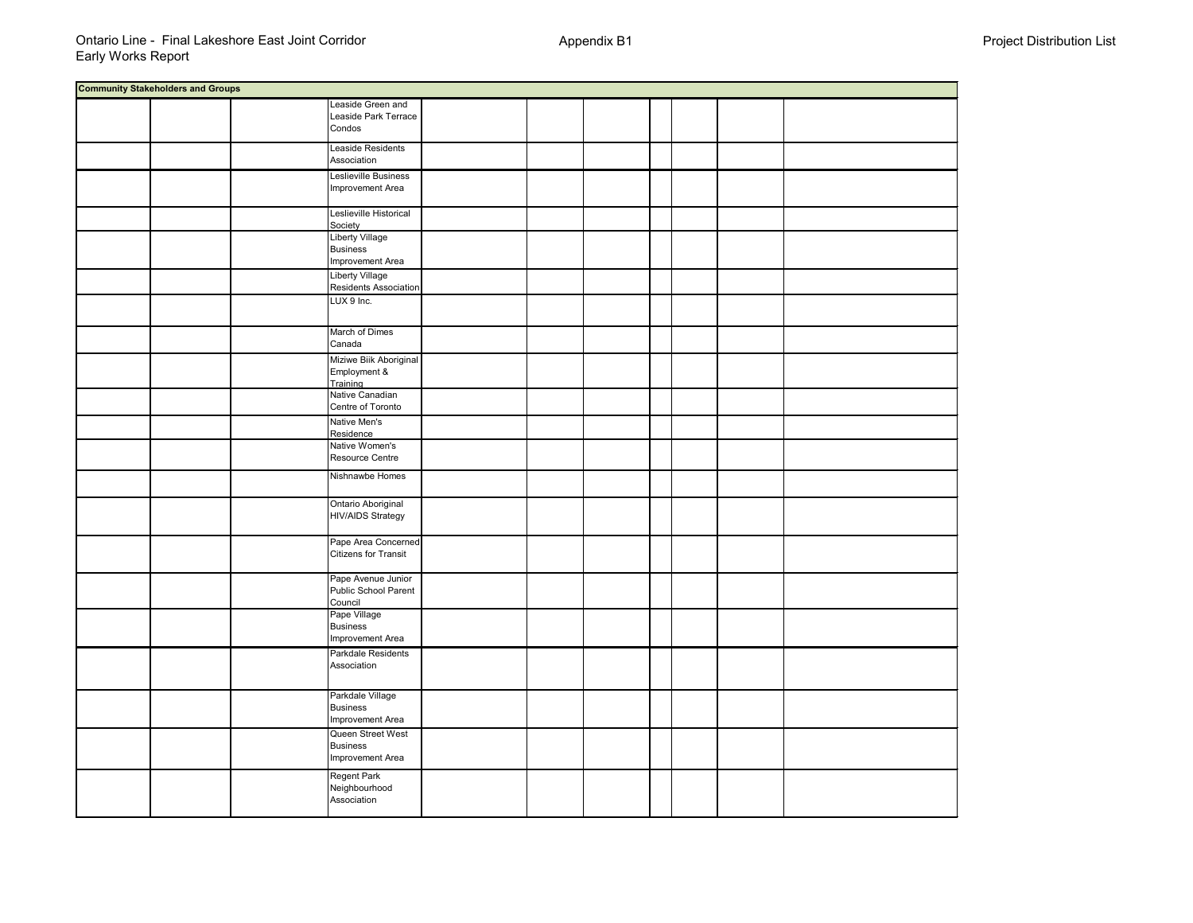| Community Stakeholders and Groups | | | | | | | | | | |
|---|---|---|---|---|---|---|---|---|---|---|
| | | | Leaside Green and Leaside Park Terrace Condos | | | | | | | |
| | | | Leaside Residents Association | | | | | | | |
| | | | Leslieville Business Improvement Area | | | | | | | |
| | | | Leslieville Historical Society | | | | | | | |
| | | | Liberty Village Business Improvement Area | | | | | | | |
| | | | Liberty Village Residents Association | | | | | | | |
| | | | LUX 9 Inc. | | | | | | | |
| | | | March of Dimes Canada | | | | | | | |
| | | | Miziwe Biik Aboriginal Employment & Training | | | | | | | |
| | | | Native Canadian Centre of Toronto | | | | | | | |
| | | | Native Men's Residence | | | | | | | |
| | | | Native Women's Resource Centre | | | | | | | |
| | | | Nishnawbe Homes | | | | | | | |
| | | | Ontario Aboriginal HIV/AIDS Strategy | | | | | | | |
| | | | Pape Area Concerned Citizens for Transit | | | | | | | |
| | | | Pape Avenue Junior Public School Parent Council | | | | | | | |
| | | | Pape Village Business Improvement Area | | | | | | | |
| | | | Parkdale Residents Association | | | | | | | |
| | | | Parkdale Village Business Improvement Area | | | | | | | |
| | | | Queen Street West Business Improvement Area | | | | | | | |
| | | | Regent Park Neighbourhood Association | | | | | | | |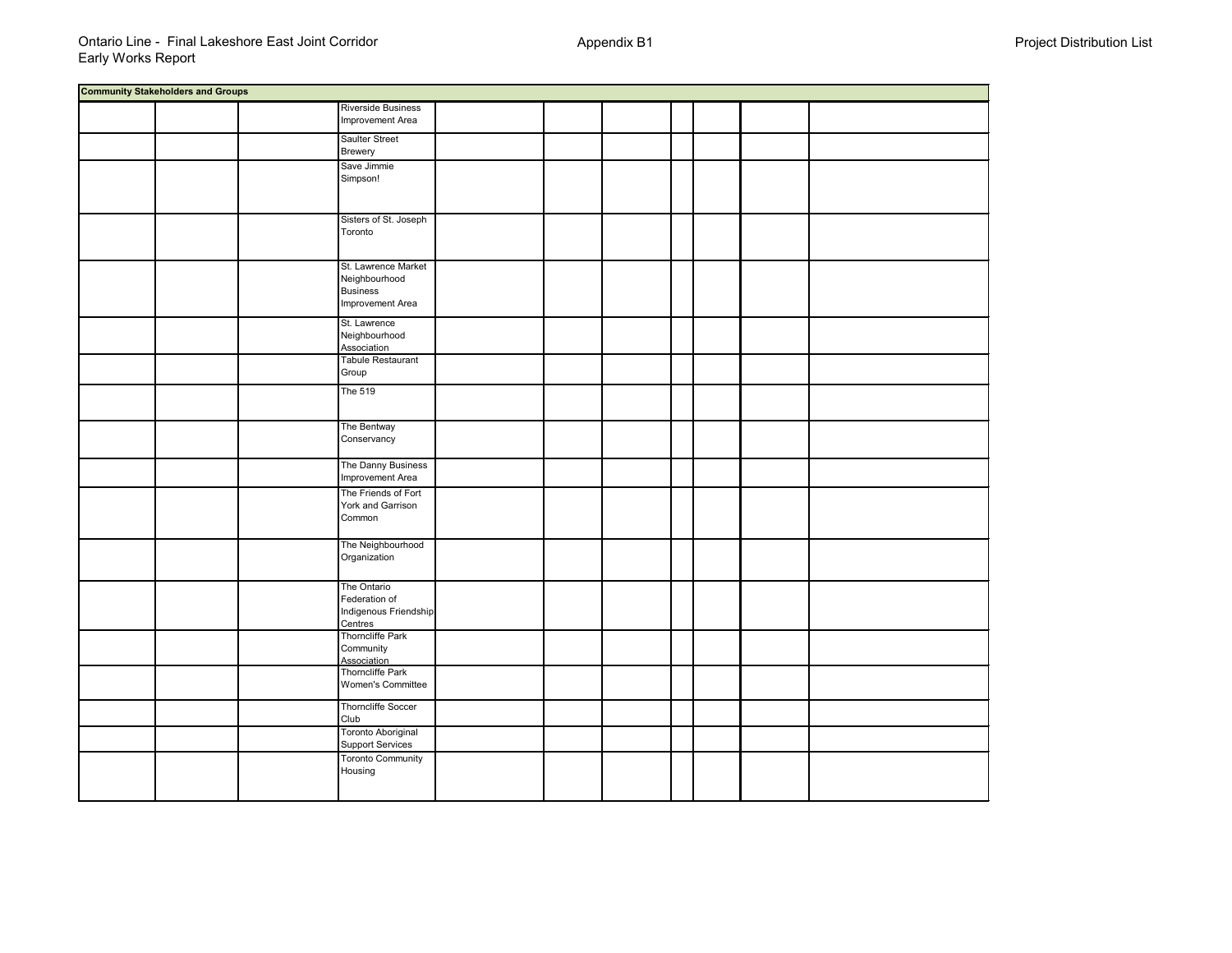| Community Stakeholders and Groups | | | | | | | | | | |
|---|---|---|---|---|---|---|---|---|---|---|
| | | | Riverside Business Improvement Area | | | | | | | |
| | | | Saulter Street Brewery | | | | | | | |
| | | | Save Jimmie Simpson! | | | | | | | |
| | | | Sisters of St. Joseph Toronto | | | | | | | |
| | | | St. Lawrence Market Neighbourhood Business Improvement Area | | | | | | | |
| | | | St. Lawrence Neighbourhood Association | | | | | | | |
| | | | Tabule Restaurant Group | | | | | | | |
| | | | The 519 | | | | | | | |
| | | | The Bentway Conservancy | | | | | | | |
| | | | The Danny Business Improvement Area | | | | | | | |
| | | | The Friends of Fort York and Garrison Common | | | | | | | |
| | | | The Neighbourhood Organization | | | | | | | |
| | | | The Ontario Federation of Indigenous Friendship Centres | | | | | | | |
| | | | Thorncliffe Park Community Association | | | | | | | |
| | | | Thorncliffe Park Women's Committee | | | | | | | |
| | | | Thorncliffe Soccer Club | | | | | | | |
| | | | Toronto Aboriginal Support Services | | | | | | | |
| | | | Toronto Community Housing | | | | | | | |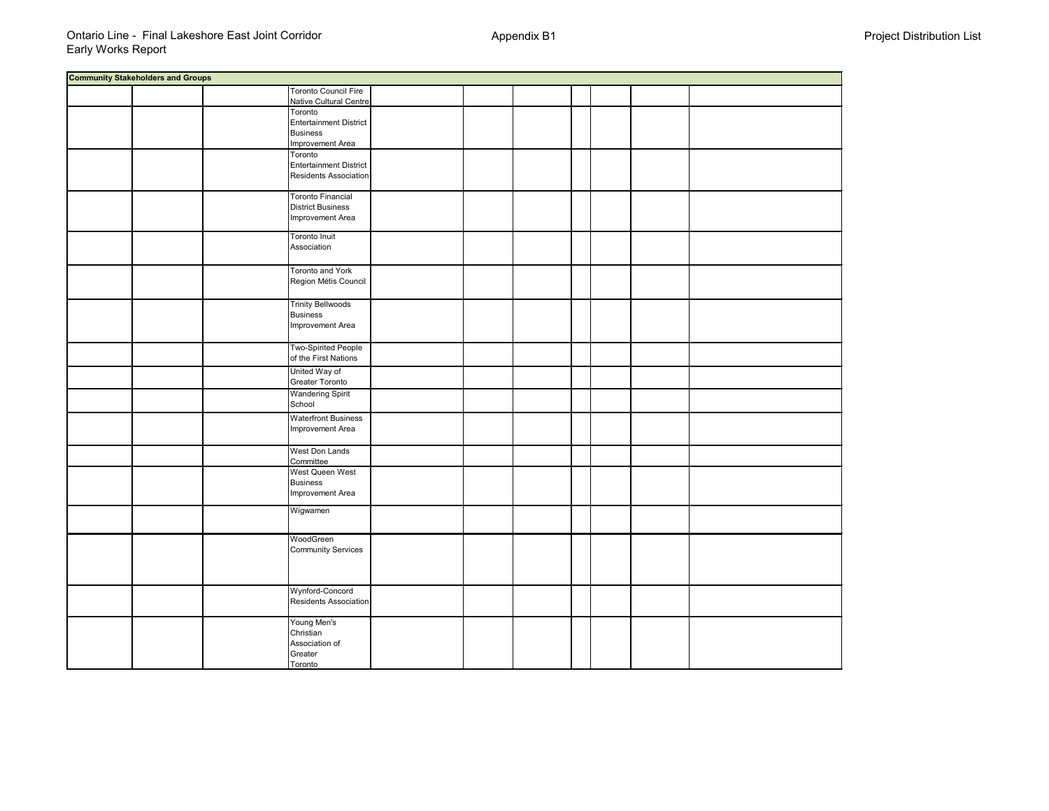| Community Stakeholders and Groups | | | | | | | | | | |
|---|---|---|---|---|---|---|---|---|---|---|
| | | | Toronto Council Fire Native Cultural Centre | | | | | | | |
| | | | Toronto Entertainment District Business Improvement Area | | | | | | | |
| | | | Toronto Entertainment District Residents Association | | | | | | | |
| | | | Toronto Financial District Business Improvement Area | | | | | | | |
| | | | Toronto Inuit Association | | | | | | | |
| | | | Toronto and York Region Métis Council | | | | | | | |
| | | | Trinity Bellwoods Business Improvement Area | | | | | | | |
| | | | Two-Spirited People of the First Nations | | | | | | | |
| | | | United Way of Greater Toronto | | | | | | | |
| | | | Wandering Spirit School | | | | | | | |
| | | | Waterfront Business Improvement Area | | | | | | | |
| | | | West Don Lands Committee | | | | | | | |
| | | | West Queen West Business Improvement Area | | | | | | | |
| | | | Wigwamen | | | | | | | |
| | | | WoodGreen Community Services | | | | | | | |
| | | | Wynford-Concord Residents Association | | | | | | | |
| | | | Young Men's Christian Association of Greater Toronto | | | | | | | |